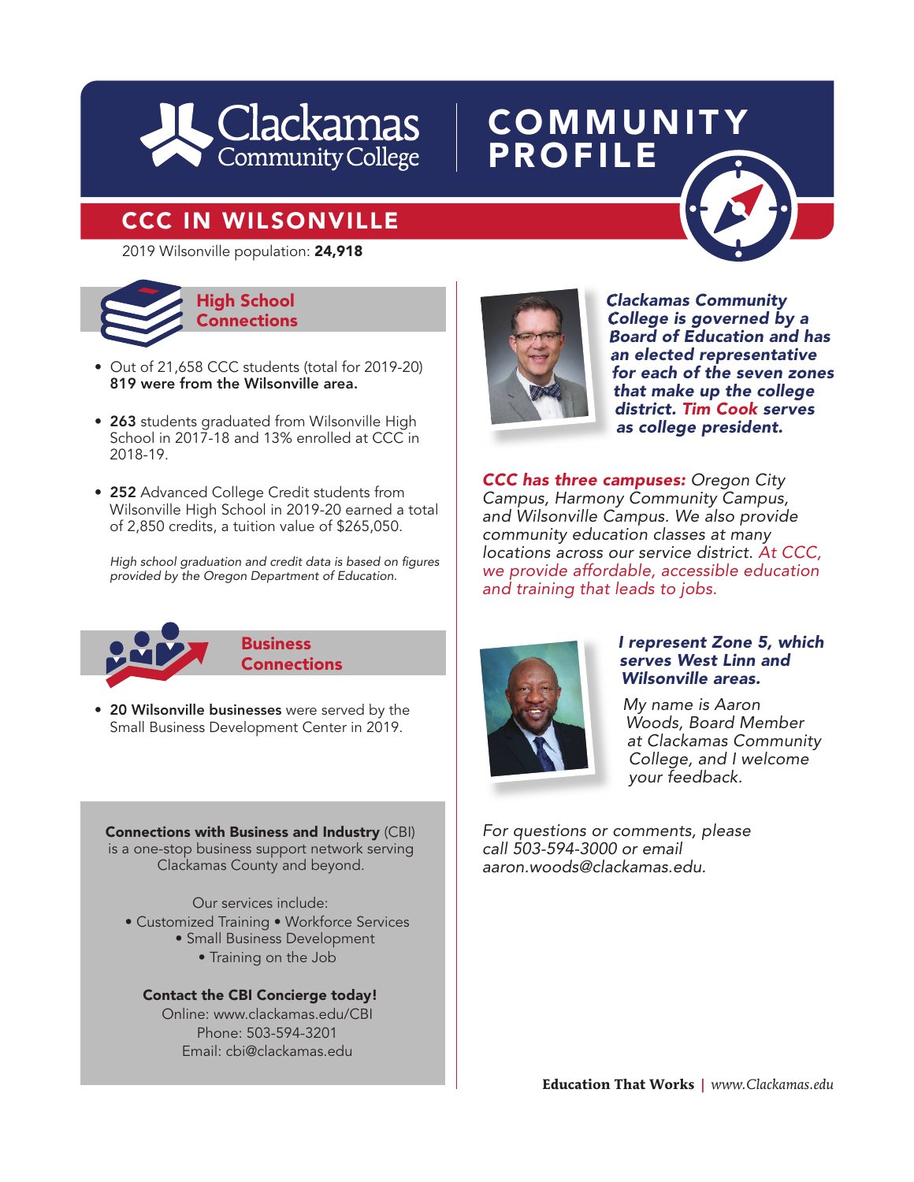# Clackamas Community College — COMMUNITY PROFILE

## CCC IN WILSONVILLE

2019 Wilsonville population: **24,918**

### High School Connections

- Out of 21,658 CCC students (total for 2019-20) **819 were from the Wilsonville area.**
- **263** students graduated from Wilsonville High School in 2017-18 and 13% enrolled at CCC in 2018-19.
- **252** Advanced College Credit students from Wilsonville High School in 2019-20 earned a total of 2,850 credits, a tuition value of $265,050.

*High school graduation and credit data is based on figures provided by the Oregon Department of Education.*

### Business Connections

- **20 Wilsonville businesses** were served by the Small Business Development Center in 2019.

**Connections with Business and Industry** (CBI) is a one-stop business support network serving Clackamas County and beyond.

Our services include:
• Customized Training • Workforce Services
• Small Business Development
• Training on the Job

**Contact the CBI Concierge today!**
Online: www.clackamas.edu/CBI
Phone: 503-594-3201
Email: cbi@clackamas.edu

***Clackamas Community College is governed by a Board of Education and has an elected representative for each of the seven zones that make up the college district. Tim Cook serves as college president.***

***CCC has three campuses:*** *Oregon City Campus, Harmony Community Campus, and Wilsonville Campus. We also provide community education classes at many locations across our service district. At CCC, we provide affordable, accessible education and training that leads to jobs.*

***I represent Zone 5, which serves West Linn and Wilsonville areas.***

*My name is Aaron Woods, Board Member at Clackamas Community College, and I welcome your feedback.*

*For questions or comments, please call 503-594-3000 or email aaron.woods@clackamas.edu.*

**Education That Works** | *www.Clackamas.edu*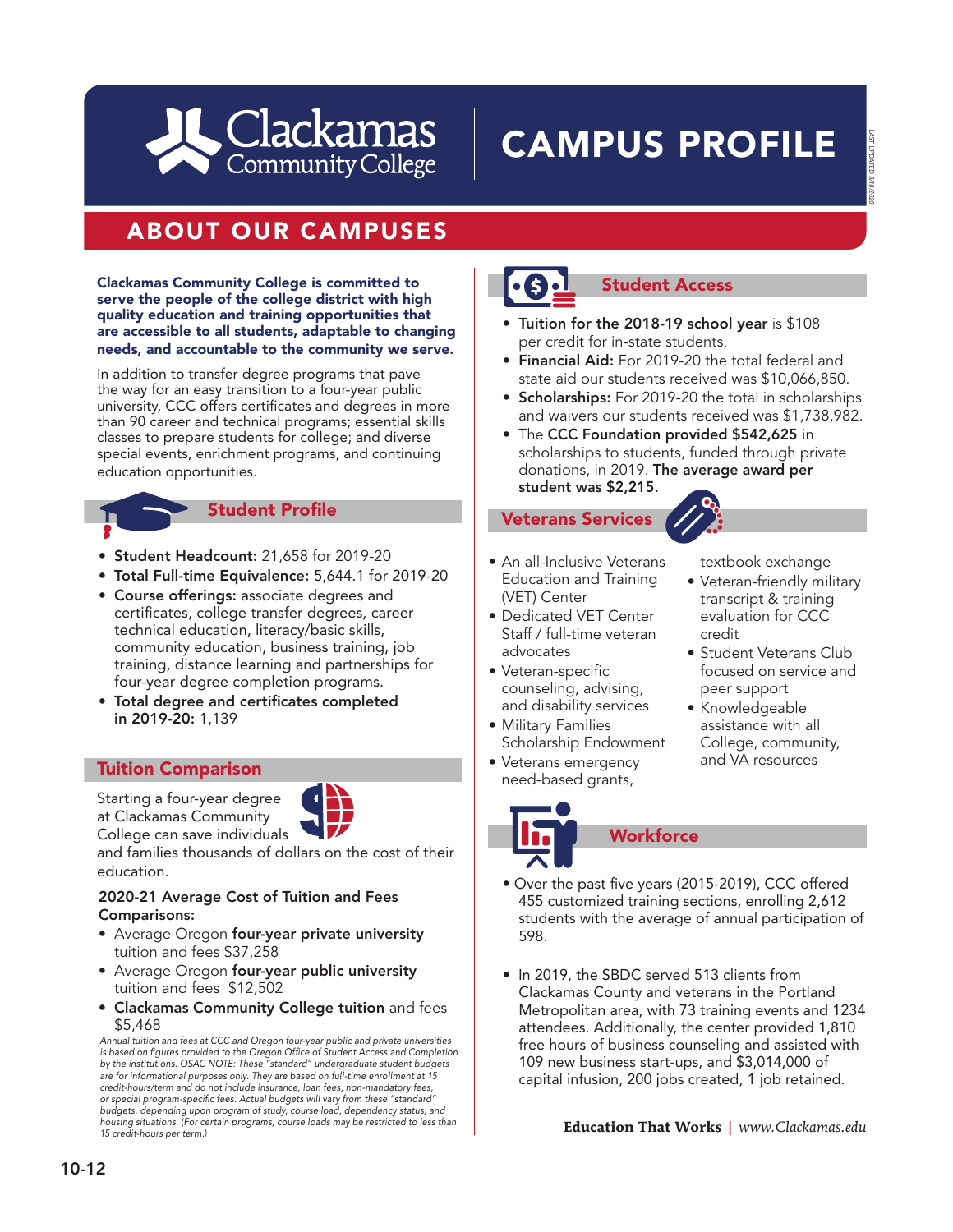# Clackamas Community College

# CAMPUS PROFILE

LAST UPDATED 8/18/2020

## ABOUT OUR CAMPUSES

**Clackamas Community College is committed to serve the people of the college district with high quality education and training opportunities that are accessible to all students, adaptable to changing needs, and accountable to the community we serve.**

In addition to transfer degree programs that pave the way for an easy transition to a four-year public university, CCC offers certificates and degrees in more than 90 career and technical programs; essential skills classes to prepare students for college; and diverse special events, enrichment programs, and continuing education opportunities.

### Student Profile

- **Student Headcount:** 21,658 for 2019-20
- **Total Full-time Equivalence:** 5,644.1 for 2019-20
- **Course offerings:** associate degrees and certificates, college transfer degrees, career technical education, literacy/basic skills, community education, business training, job training, distance learning and partnerships for four-year degree completion programs.
- **Total degree and certificates completed in 2019-20:** 1,139

### Tuition Comparison

Starting a four-year degree at Clackamas Community College can save individuals and families thousands of dollars on the cost of their education.

**2020-21 Average Cost of Tuition and Fees Comparisons:**

- Average Oregon **four-year private university** tuition and fees $37,258
- Average Oregon **four-year public university** tuition and fees $12,502
- **Clackamas Community College tuition** and fees $5,468

*Annual tuition and fees at CCC and Oregon four-year public and private universities is based on figures provided to the Oregon Office of Student Access and Completion by the institutions. OSAC NOTE: These "standard" undergraduate student budgets are for informational purposes only. They are based on full-time enrollment at 15 credit-hours/term and do not include insurance, loan fees, non-mandatory fees, or special program-specific fees. Actual budgets will vary from these "standard" budgets, depending upon program of study, course load, dependency status, and housing situations. (For certain programs, course loads may be restricted to less than 15 credit-hours per term.)*

### Student Access

- **Tuition for the 2018-19 school year** is $108 per credit for in-state students.
- **Financial Aid:** For 2019-20 the total federal and state aid our students received was $10,066,850.
- **Scholarships:** For 2019-20 the total in scholarships and waivers our students received was $1,738,982.
- The **CCC Foundation provided $542,625** in scholarships to students, funded through private donations, in 2019. **The average award per student was $2,215.**

### Veterans Services

- An all-Inclusive Veterans Education and Training (VET) Center
- Dedicated VET Center Staff / full-time veteran advocates
- Veteran-specific counseling, advising, and disability services
- Military Families Scholarship Endowment
- Veterans emergency need-based grants, textbook exchange
- Veteran-friendly military transcript & training evaluation for CCC credit
- Student Veterans Club focused on service and peer support
- Knowledgeable assistance with all College, community, and VA resources

### Workforce

- Over the past five years (2015-2019), CCC offered 455 customized training sections, enrolling 2,612 students with the average of annual participation of 598.
- In 2019, the SBDC served 513 clients from Clackamas County and veterans in the Portland Metropolitan area, with 73 training events and 1234 attendees. Additionally, the center provided 1,810 free hours of business counseling and assisted with 109 new business start-ups, and $3,014,000 of capital infusion, 200 jobs created, 1 job retained.

**Education That Works** | *www.Clackamas.edu*